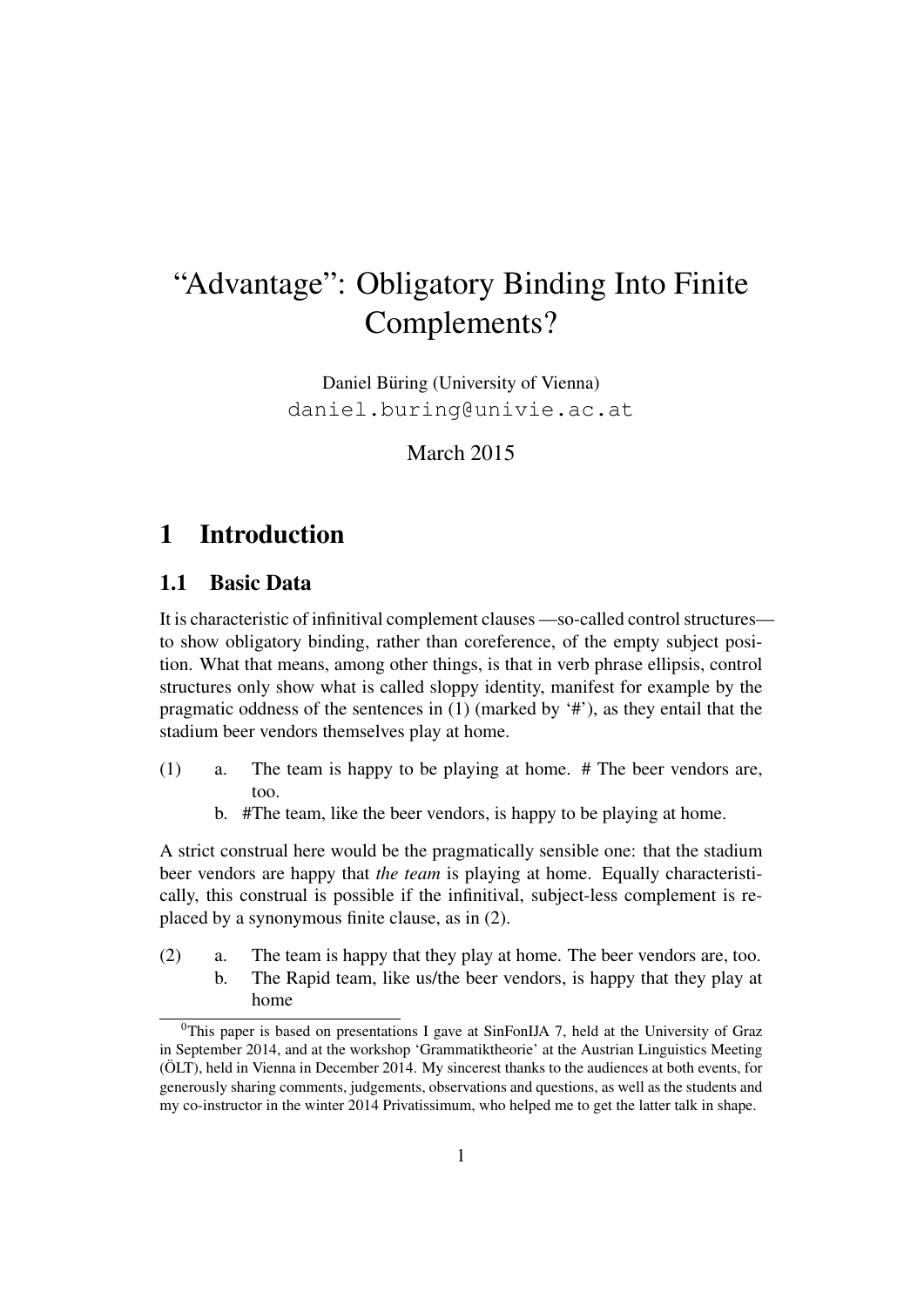# "Advantage": Obligatory Binding Into Finite Complements?

Daniel Büring (University of Vienna)
daniel.buring@univie.ac.at

March 2015

## 1 Introduction

### 1.1 Basic Data

It is characteristic of infinitival complement clauses —so-called control structures— to show obligatory binding, rather than coreference, of the empty subject position. What that means, among other things, is that in verb phrase ellipsis, control structures only show what is called sloppy identity, manifest for example by the pragmatic oddness of the sentences in (1) (marked by '#'), as they entail that the stadium beer vendors themselves play at home.

(1) a. The team is happy to be playing at home. # The beer vendors are, too.
  b. #The team, like the beer vendors, is happy to be playing at home.

A strict construal here would be the pragmatically sensible one: that the stadium beer vendors are happy that *the team* is playing at home. Equally characteristically, this construal is possible if the infinitival, subject-less complement is replaced by a synonymous finite clause, as in (2).

(2) a. The team is happy that they play at home. The beer vendors are, too.
  b. The Rapid team, like us/the beer vendors, is happy that they play at home

[0] This paper is based on presentations I gave at SinFonIJA 7, held at the University of Graz in September 2014, and at the workshop 'Grammatiktheorie' at the Austrian Linguistics Meeting (ÖLT), held in Vienna in December 2014. My sincerest thanks to the audiences at both events, for generously sharing comments, judgements, observations and questions, as well as the students and my co-instructor in the winter 2014 Privatissimum, who helped me to get the latter talk in shape.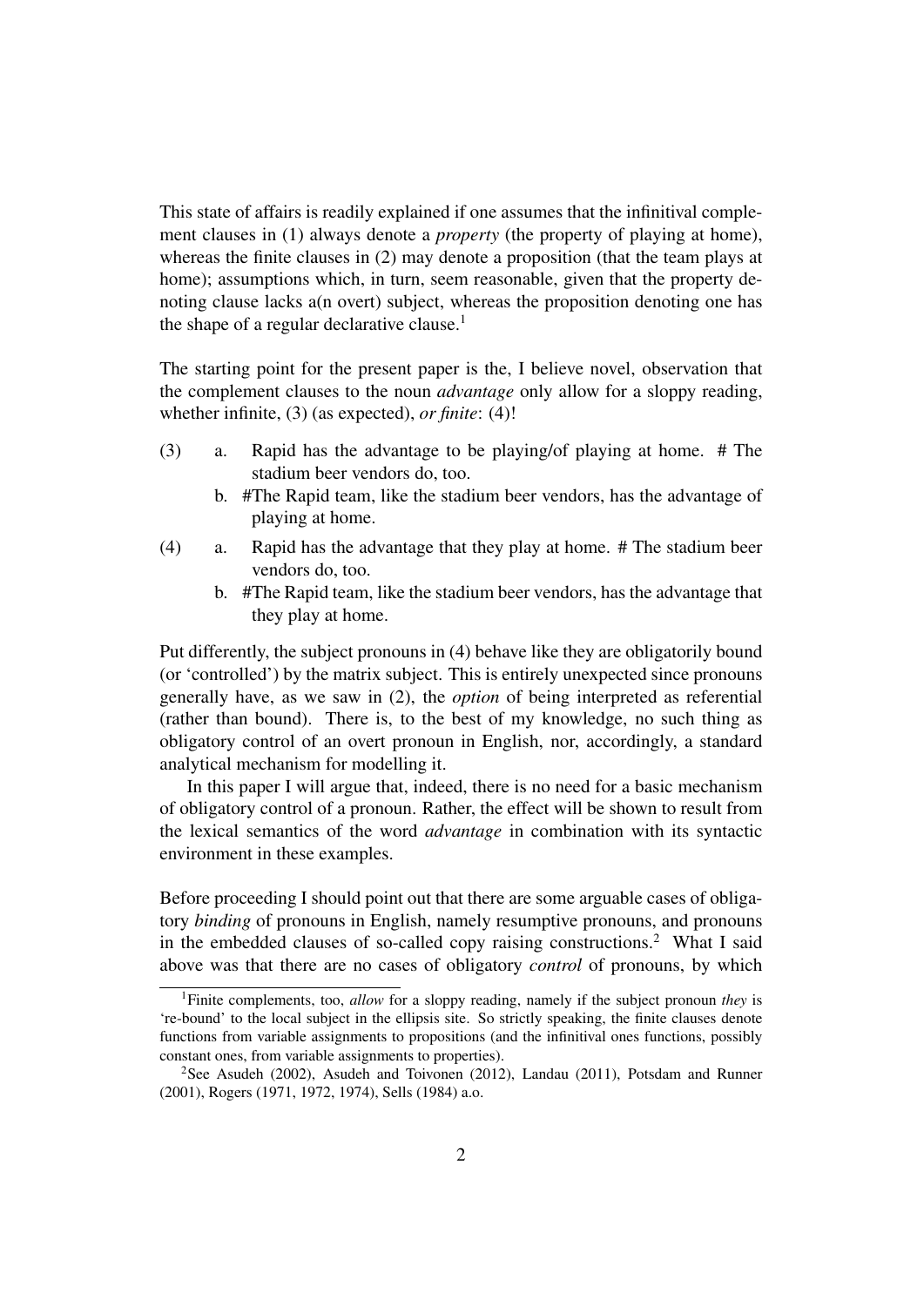This state of affairs is readily explained if one assumes that the infinitival complement clauses in (1) always denote a *property* (the property of playing at home), whereas the finite clauses in (2) may denote a proposition (that the team plays at home); assumptions which, in turn, seem reasonable, given that the property denoting clause lacks a(n overt) subject, whereas the proposition denoting one has the shape of a regular declarative clause.[1]

The starting point for the present paper is the, I believe novel, observation that the complement clauses to the noun *advantage* only allow for a sloppy reading, whether infinite, (3) (as expected), *or finite*: (4)!

(3) a. Rapid has the advantage to be playing/of playing at home. # The stadium beer vendors do, too.

  b. #The Rapid team, like the stadium beer vendors, has the advantage of playing at home.

(4) a. Rapid has the advantage that they play at home. # The stadium beer vendors do, too.

  b. #The Rapid team, like the stadium beer vendors, has the advantage that they play at home.

Put differently, the subject pronouns in (4) behave like they are obligatorily bound (or 'controlled') by the matrix subject. This is entirely unexpected since pronouns generally have, as we saw in (2), the *option* of being interpreted as referential (rather than bound). There is, to the best of my knowledge, no such thing as obligatory control of an overt pronoun in English, nor, accordingly, a standard analytical mechanism for modelling it.

In this paper I will argue that, indeed, there is no need for a basic mechanism of obligatory control of a pronoun. Rather, the effect will be shown to result from the lexical semantics of the word *advantage* in combination with its syntactic environment in these examples.

Before proceeding I should point out that there are some arguable cases of obligatory *binding* of pronouns in English, namely resumptive pronouns, and pronouns in the embedded clauses of so-called copy raising constructions.[2] What I said above was that there are no cases of obligatory *control* of pronouns, by which

[1] Finite complements, too, *allow* for a sloppy reading, namely if the subject pronoun *they* is 're-bound' to the local subject in the ellipsis site. So strictly speaking, the finite clauses denote functions from variable assignments to propositions (and the infinitival ones functions, possibly constant ones, from variable assignments to properties).

[2] See Asudeh (2002), Asudeh and Toivonen (2012), Landau (2011), Potsdam and Runner (2001), Rogers (1971, 1972, 1974), Sells (1984) a.o.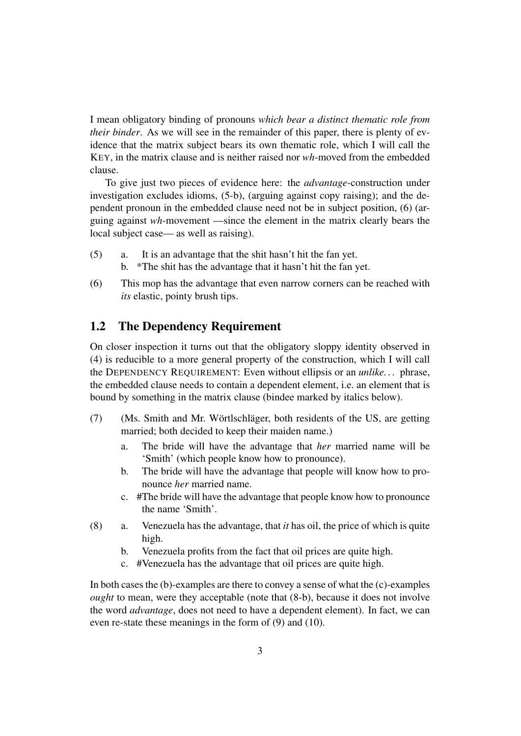I mean obligatory binding of pronouns *which bear a distinct thematic role from their binder*. As we will see in the remainder of this paper, there is plenty of evidence that the matrix subject bears its own thematic role, which I will call the KEY, in the matrix clause and is neither raised nor *wh*-moved from the embedded clause.

To give just two pieces of evidence here: the *advantage*-construction under investigation excludes idioms, (5-b), (arguing against copy raising); and the dependent pronoun in the embedded clause need not be in subject position, (6) (arguing against *wh*-movement —since the element in the matrix clearly bears the local subject case— as well as raising).

(5) a. It is an advantage that the shit hasn't hit the fan yet.
    b. *The shit has the advantage that it hasn't hit the fan yet.

(6) This mop has the advantage that even narrow corners can be reached with *its* elastic, pointy brush tips.

## 1.2 The Dependency Requirement

On closer inspection it turns out that the obligatory sloppy identity observed in (4) is reducible to a more general property of the construction, which I will call the DEPENDENCY REQUIREMENT: Even without ellipsis or an *unlike...* phrase, the embedded clause needs to contain a dependent element, i.e. an element that is bound by something in the matrix clause (bindee marked by italics below).

(7) (Ms. Smith and Mr. Wörtlschläger, both residents of the US, are getting married; both decided to keep their maiden name.)
    a. The bride will have the advantage that *her* married name will be 'Smith' (which people know how to pronounce).
    b. The bride will have the advantage that people will know how to pronounce *her* married name.
    c. #The bride will have the advantage that people know how to pronounce the name 'Smith'.

(8) a. Venezuela has the advantage, that *it* has oil, the price of which is quite high.
    b. Venezuela profits from the fact that oil prices are quite high.
    c. #Venezuela has the advantage that oil prices are quite high.

In both cases the (b)-examples are there to convey a sense of what the (c)-examples *ought* to mean, were they acceptable (note that (8-b), because it does not involve the word *advantage*, does not need to have a dependent element). In fact, we can even re-state these meanings in the form of (9) and (10).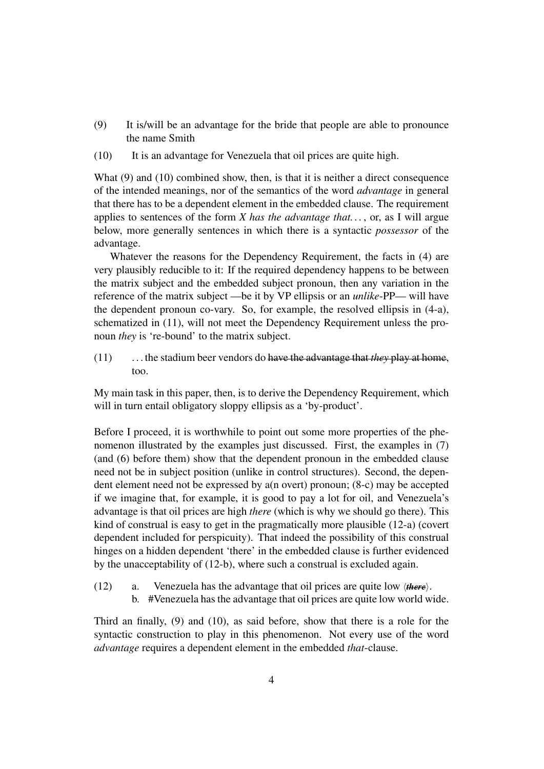(9) It is/will be an advantage for the bride that people are able to pronounce the name Smith

(10) It is an advantage for Venezuela that oil prices are quite high.

What (9) and (10) combined show, then, is that it is neither a direct consequence of the intended meanings, nor of the semantics of the word *advantage* in general that there has to be a dependent element in the embedded clause. The requirement applies to sentences of the form *X has the advantage that...*, or, as I will argue below, more generally sentences in which there is a syntactic *possessor* of the advantage.

Whatever the reasons for the Dependency Requirement, the facts in (4) are very plausibly reducible to it: If the required dependency happens to be between the matrix subject and the embedded subject pronoun, then any variation in the reference of the matrix subject —be it by VP ellipsis or an *unlike*-PP— will have the dependent pronoun co-vary. So, for example, the resolved ellipsis in (4-a), schematized in (11), will not meet the Dependency Requirement unless the pronoun *they* is 're-bound' to the matrix subject.

(11) ...the stadium beer vendors do ~~have the advantage that *they* play at home~~, too.

My main task in this paper, then, is to derive the Dependency Requirement, which will in turn entail obligatory sloppy ellipsis as a 'by-product'.

Before I proceed, it is worthwhile to point out some more properties of the phenomenon illustrated by the examples just discussed. First, the examples in (7) (and (6) before them) show that the dependent pronoun in the embedded clause need not be in subject position (unlike in control structures). Second, the dependent element need not be expressed by a(n overt) pronoun; (8-c) may be accepted if we imagine that, for example, it is good to pay a lot for oil, and Venezuela's advantage is that oil prices are high *there* (which is why we should go there). This kind of construal is easy to get in the pragmatically more plausible (12-a) (covert dependent included for perspicuity). That indeed the possibility of this construal hinges on a hidden dependent 'there' in the embedded clause is further evidenced by the unacceptability of (12-b), where such a construal is excluded again.

(12) a. Venezuela has the advantage that oil prices are quite low ⟨~~*there*~~⟩.
b. #Venezuela has the advantage that oil prices are quite low world wide.

Third an finally, (9) and (10), as said before, show that there is a role for the syntactic construction to play in this phenomenon. Not every use of the word *advantage* requires a dependent element in the embedded *that*-clause.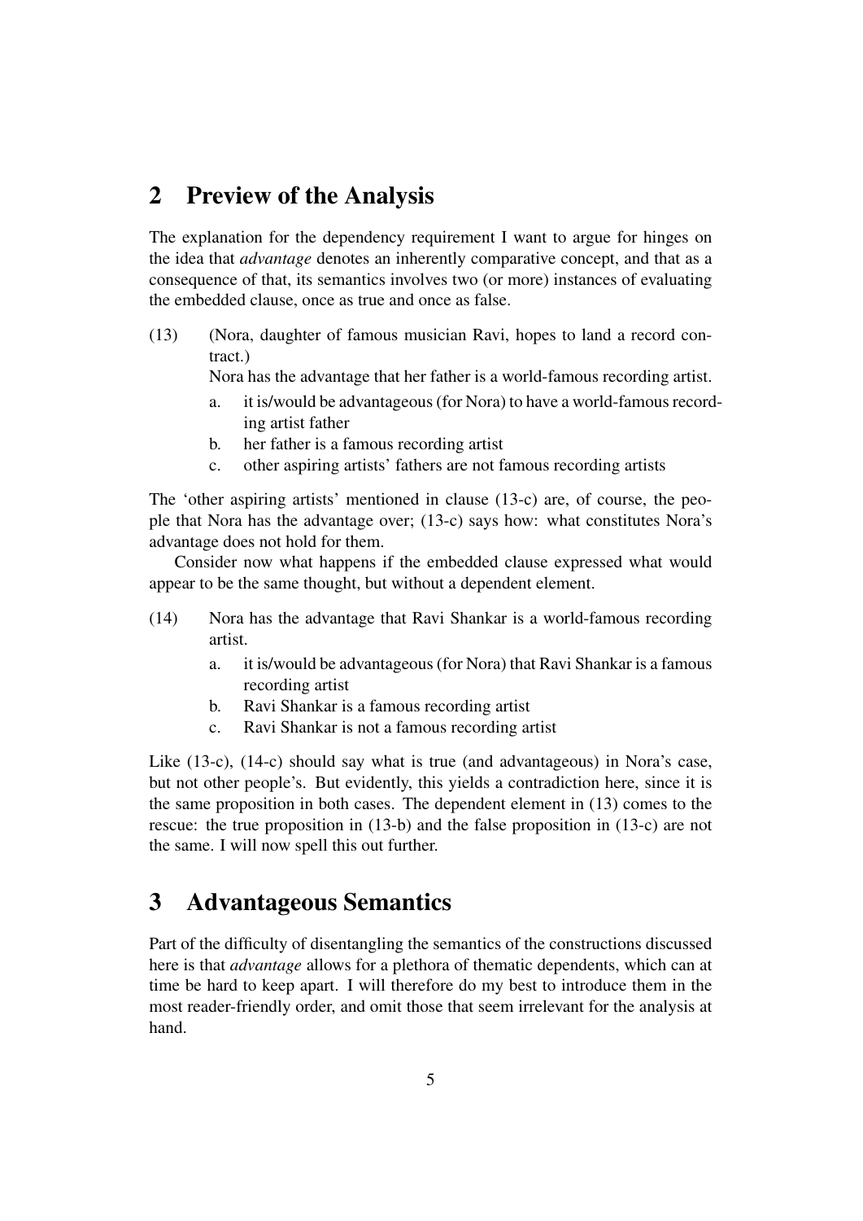## 2 Preview of the Analysis

The explanation for the dependency requirement I want to argue for hinges on the idea that *advantage* denotes an inherently comparative concept, and that as a consequence of that, its semantics involves two (or more) instances of evaluating the embedded clause, once as true and once as false.

(13) (Nora, daughter of famous musician Ravi, hopes to land a record contract.)
Nora has the advantage that her father is a world-famous recording artist.
   a. it is/would be advantageous (for Nora) to have a world-famous recording artist father
   b. her father is a famous recording artist
   c. other aspiring artists' fathers are not famous recording artists

The 'other aspiring artists' mentioned in clause (13-c) are, of course, the people that Nora has the advantage over; (13-c) says how: what constitutes Nora's advantage does not hold for them.

Consider now what happens if the embedded clause expressed what would appear to be the same thought, but without a dependent element.

(14) Nora has the advantage that Ravi Shankar is a world-famous recording artist.
   a. it is/would be advantageous (for Nora) that Ravi Shankar is a famous recording artist
   b. Ravi Shankar is a famous recording artist
   c. Ravi Shankar is not a famous recording artist

Like (13-c), (14-c) should say what is true (and advantageous) in Nora's case, but not other people's. But evidently, this yields a contradiction here, since it is the same proposition in both cases. The dependent element in (13) comes to the rescue: the true proposition in (13-b) and the false proposition in (13-c) are not the same. I will now spell this out further.

## 3 Advantageous Semantics

Part of the difficulty of disentangling the semantics of the constructions discussed here is that *advantage* allows for a plethora of thematic dependents, which can at time be hard to keep apart. I will therefore do my best to introduce them in the most reader-friendly order, and omit those that seem irrelevant for the analysis at hand.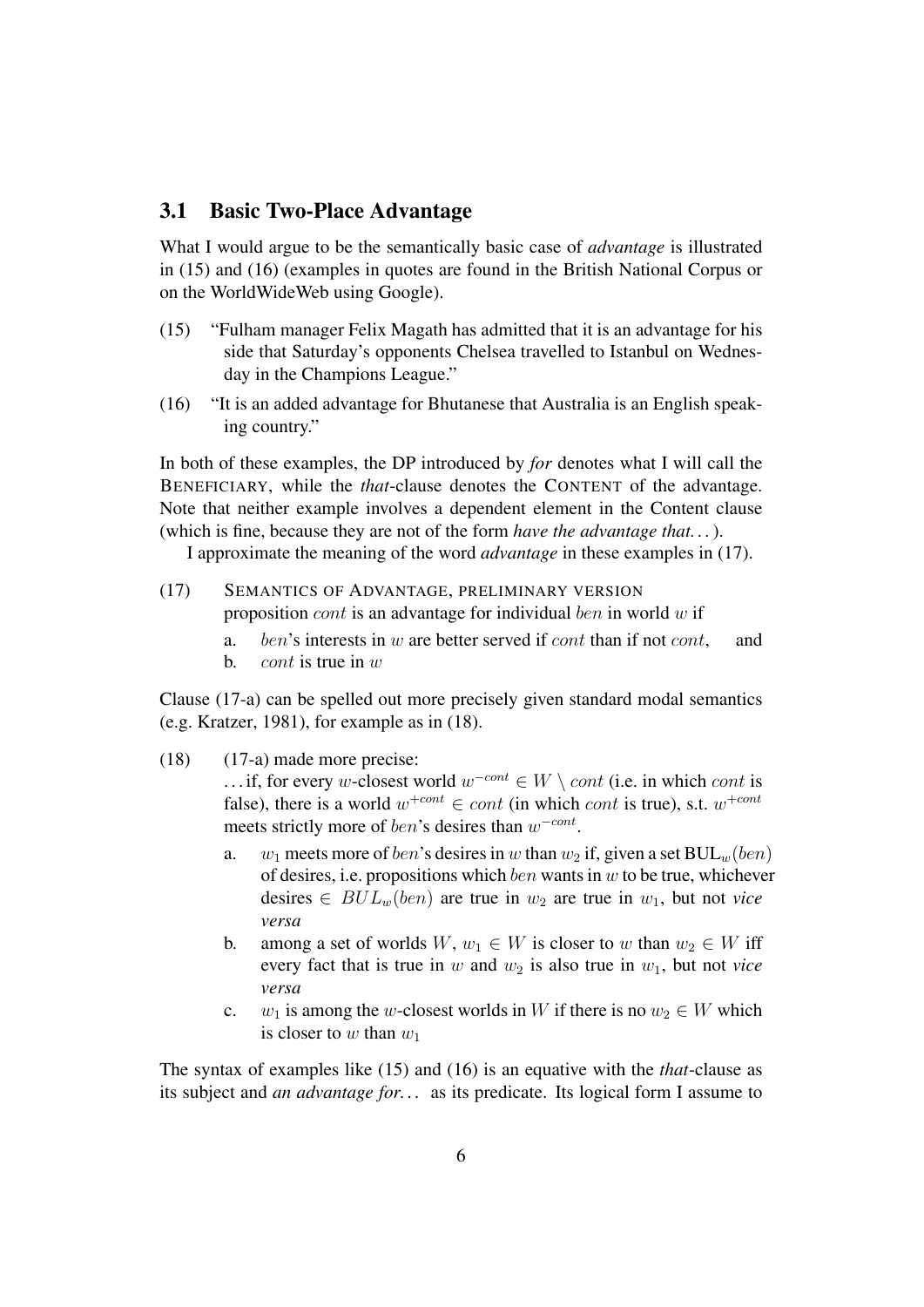### 3.1 Basic Two-Place Advantage

What I would argue to be the semantically basic case of *advantage* is illustrated in (15) and (16) (examples in quotes are found in the British National Corpus or on the WorldWideWeb using Google).

(15) "Fulham manager Felix Magath has admitted that it is an advantage for his side that Saturday's opponents Chelsea travelled to Istanbul on Wednesday in the Champions League."

(16) "It is an added advantage for Bhutanese that Australia is an English speaking country."

In both of these examples, the DP introduced by *for* denotes what I will call the BENEFICIARY, while the *that*-clause denotes the CONTENT of the advantage. Note that neither example involves a dependent element in the Content clause (which is fine, because they are not of the form *have the advantage that...*).

I approximate the meaning of the word *advantage* in these examples in (17).

(17) SEMANTICS OF ADVANTAGE, PRELIMINARY VERSION
proposition $cont$ is an advantage for individual $ben$ in world $w$ if

a. $ben$'s interests in $w$ are better served if $cont$ than if not $cont$, and

b. $cont$ is true in $w$

Clause (17-a) can be spelled out more precisely given standard modal semantics (e.g. Kratzer, 1981), for example as in (18).

(18) (17-a) made more precise:
...if, for every $w$-closest world $w^{-cont} \in W \setminus cont$ (i.e. in which $cont$ is false), there is a world $w^{+cont} \in cont$ (in which $cont$ is true), s.t. $w^{+cont}$ meets strictly more of $ben$'s desires than $w^{-cont}$.

a. $w_1$ meets more of $ben$'s desires in $w$ than $w_2$ if, given a set $\mathrm{BUL}_w(ben)$ of desires, i.e. propositions which $ben$ wants in $w$ to be true, whichever desires $\in BUL_w(ben)$ are true in $w_2$ are true in $w_1$, but not *vice versa*

b. among a set of worlds $W$, $w_1 \in W$ is closer to $w$ than $w_2 \in W$ iff every fact that is true in $w$ and $w_2$ is also true in $w_1$, but not *vice versa*

c. $w_1$ is among the $w$-closest worlds in $W$ if there is no $w_2 \in W$ which is closer to $w$ than $w_1$

The syntax of examples like (15) and (16) is an equative with the *that*-clause as its subject and *an advantage for...* as its predicate. Its logical form I assume to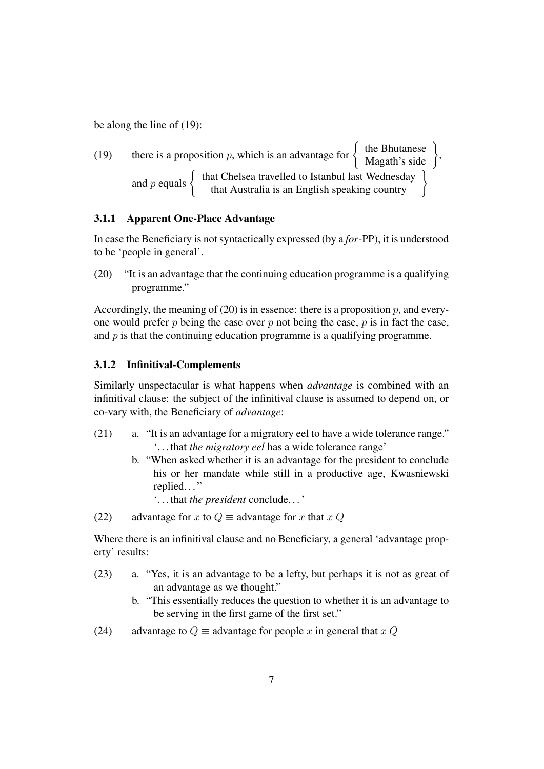be along the line of (19):

(19) there is a proposition $p$, which is an advantage for $\left\{ \begin{array}{c} \text{the Bhutanese} \\ \text{Magath's side} \end{array} \right\}$,
and $p$ equals $\left\{ \begin{array}{c} \text{that Chelsea travelled to Istanbul last Wednesday} \\ \text{that Australia is an English speaking country} \end{array} \right\}$

### 3.1.1 Apparent One-Place Advantage

In case the Beneficiary is not syntactically expressed (by a *for*-PP), it is understood to be 'people in general'.

(20) "It is an advantage that the continuing education programme is a qualifying programme."

Accordingly, the meaning of (20) is in essence: there is a proposition $p$, and everyone would prefer $p$ being the case over $p$ not being the case, $p$ is in fact the case, and $p$ is that the continuing education programme is a qualifying programme.

### 3.1.2 Infinitival-Complements

Similarly unspectacular is what happens when *advantage* is combined with an infinitival clause: the subject of the infinitival clause is assumed to depend on, or co-vary with, the Beneficiary of *advantage*:

(21) a. "It is an advantage for a migratory eel to have a wide tolerance range."
'…that *the migratory eel* has a wide tolerance range'

b. "When asked whether it is an advantage for the president to conclude his or her mandate while still in a productive age, Kwasniewski replied…"
'…that *the president* conclude…'

(22) advantage for $x$ to $Q \equiv$ advantage for $x$ that $x$ $Q$

Where there is an infinitival clause and no Beneficiary, a general 'advantage property' results:

(23) a. "Yes, it is an advantage to be a lefty, but perhaps it is not as great of an advantage as we thought."

b. "This essentially reduces the question to whether it is an advantage to be serving in the first game of the first set."

(24) advantage to $Q \equiv$ advantage for people $x$ in general that $x$ $Q$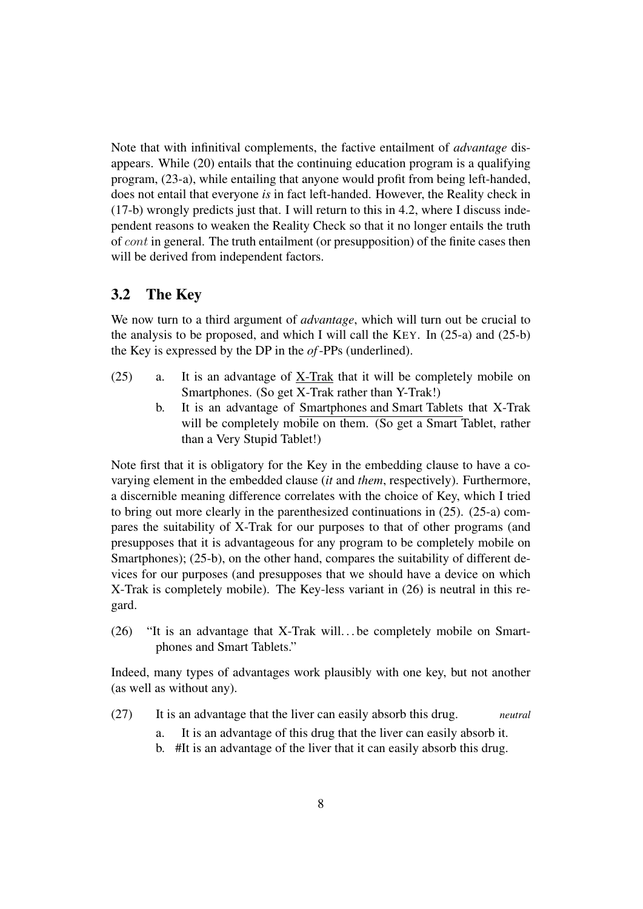Note that with infinitival complements, the factive entailment of *advantage* disappears. While (20) entails that the continuing education program is a qualifying program, (23-a), while entailing that anyone would profit from being left-handed, does not entail that everyone *is* in fact left-handed. However, the Reality check in (17-b) wrongly predicts just that. I will return to this in 4.2, where I discuss independent reasons to weaken the Reality Check so that it no longer entails the truth of $cont$ in general. The truth entailment (or presupposition) of the finite cases then will be derived from independent factors.

## 3.2 The Key

We now turn to a third argument of *advantage*, which will turn out be crucial to the analysis to be proposed, and which I will call the KEY. In (25-a) and (25-b) the Key is expressed by the DP in the *of*-PPs (underlined).

(25) a. It is an advantage of X-Trak that it will be completely mobile on Smartphones. (So get X-Trak rather than Y-Trak!)

b. It is an advantage of Smartphones and Smart Tablets that X-Trak will be completely mobile on them. (So get a Smart Tablet, rather than a Very Stupid Tablet!)

Note first that it is obligatory for the Key in the embedding clause to have a co-varying element in the embedded clause (*it* and *them*, respectively). Furthermore, a discernible meaning difference correlates with the choice of Key, which I tried to bring out more clearly in the parenthesized continuations in (25). (25-a) compares the suitability of X-Trak for our purposes to that of other programs (and presupposes that it is advantageous for any program to be completely mobile on Smartphones); (25-b), on the other hand, compares the suitability of different devices for our purposes (and presupposes that we should have a device on which X-Trak is completely mobile). The Key-less variant in (26) is neutral in this regard.

(26) "It is an advantage that X-Trak will… be completely mobile on Smartphones and Smart Tablets."

Indeed, many types of advantages work plausibly with one key, but not another (as well as without any).

(27) It is an advantage that the liver can easily absorb this drug. *neutral*

a. It is an advantage of this drug that the liver can easily absorb it.

b. #It is an advantage of the liver that it can easily absorb this drug.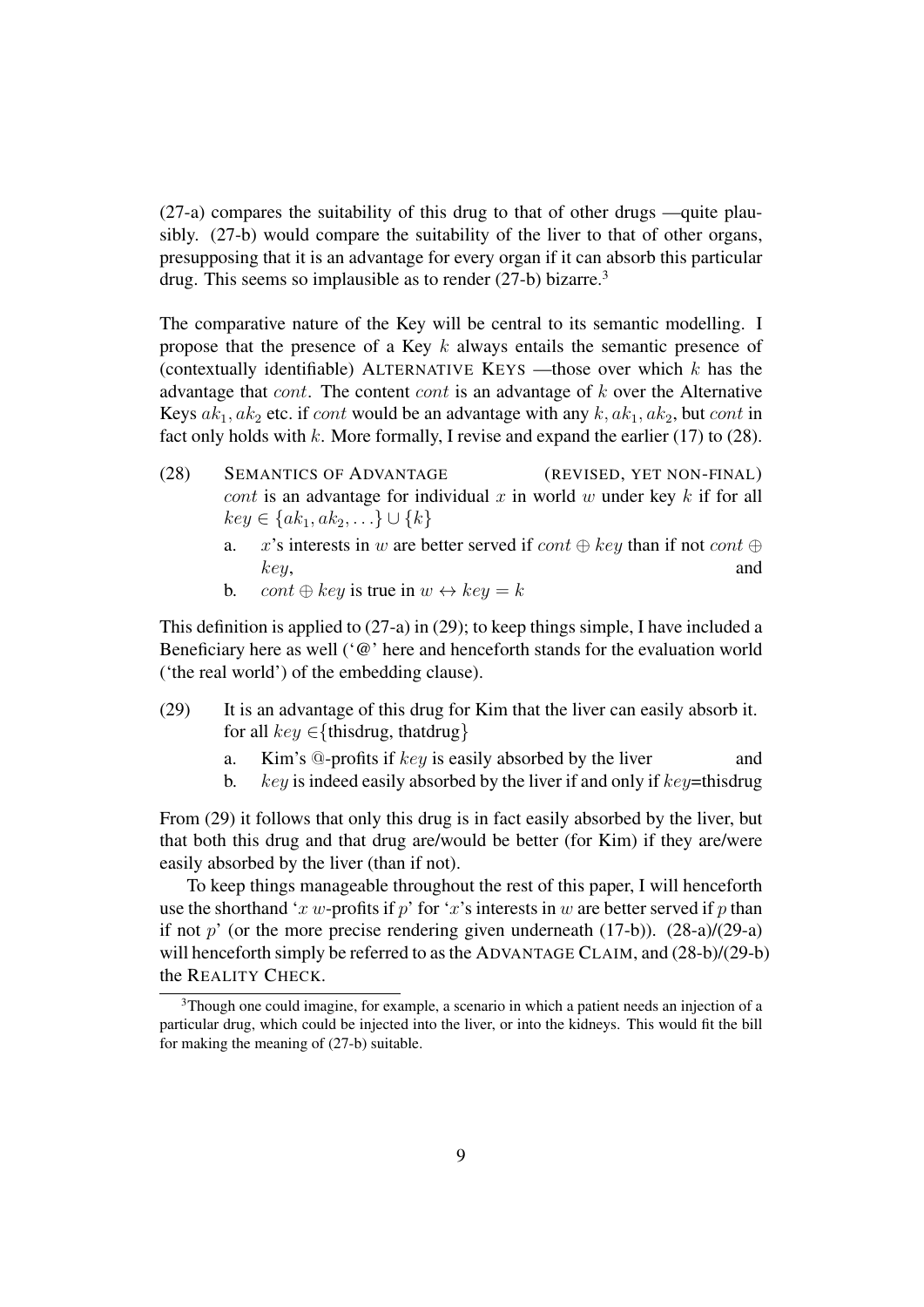(27-a) compares the suitability of this drug to that of other drugs —quite plausibly. (27-b) would compare the suitability of the liver to that of other organs, presupposing that it is an advantage for every organ if it can absorb this particular drug. This seems so implausible as to render (27-b) bizarre.[3]

The comparative nature of the Key will be central to its semantic modelling. I propose that the presence of a Key $k$ always entails the semantic presence of (contextually identifiable) ALTERNATIVE KEYS —those over which $k$ has the advantage that $cont$. The content $cont$ is an advantage of $k$ over the Alternative Keys $ak_1, ak_2$ etc. if $cont$ would be an advantage with any $k, ak_1, ak_2$, but $cont$ in fact only holds with $k$. More formally, I revise and expand the earlier (17) to (28).

(28) SEMANTICS OF ADVANTAGE (REVISED, YET NON-FINAL)
$cont$ is an advantage for individual $x$ in world $w$ under key $k$ if for all $key \in \{ak_1, ak_2, \ldots\} \cup \{k\}$

a. $x$'s interests in $w$ are better served if $cont \oplus key$ than if not $cont \oplus key$, and
b. $cont \oplus key$ is true in $w \leftrightarrow key = k$

This definition is applied to (27-a) in (29); to keep things simple, I have included a Beneficiary here as well ('@' here and henceforth stands for the evaluation world ('the real world') of the embedding clause).

(29) It is an advantage of this drug for Kim that the liver can easily absorb it.
for all $key \in$ {thisdrug, thatdrug}

a. Kim's @-profits if $key$ is easily absorbed by the liver and
b. $key$ is indeed easily absorbed by the liver if and only if $key$=thisdrug

From (29) it follows that only this drug is in fact easily absorbed by the liver, but that both this drug and that drug are/would be better (for Kim) if they are/were easily absorbed by the liver (than if not).

To keep things manageable throughout the rest of this paper, I will henceforth use the shorthand '$x$ $w$-profits if $p$' for '$x$'s interests in $w$ are better served if $p$ than if not $p$' (or the more precise rendering given underneath (17-b)). (28-a)/(29-a) will henceforth simply be referred to as the ADVANTAGE CLAIM, and (28-b)/(29-b) the REALITY CHECK.

[3] Though one could imagine, for example, a scenario in which a patient needs an injection of a particular drug, which could be injected into the liver, or into the kidneys. This would fit the bill for making the meaning of (27-b) suitable.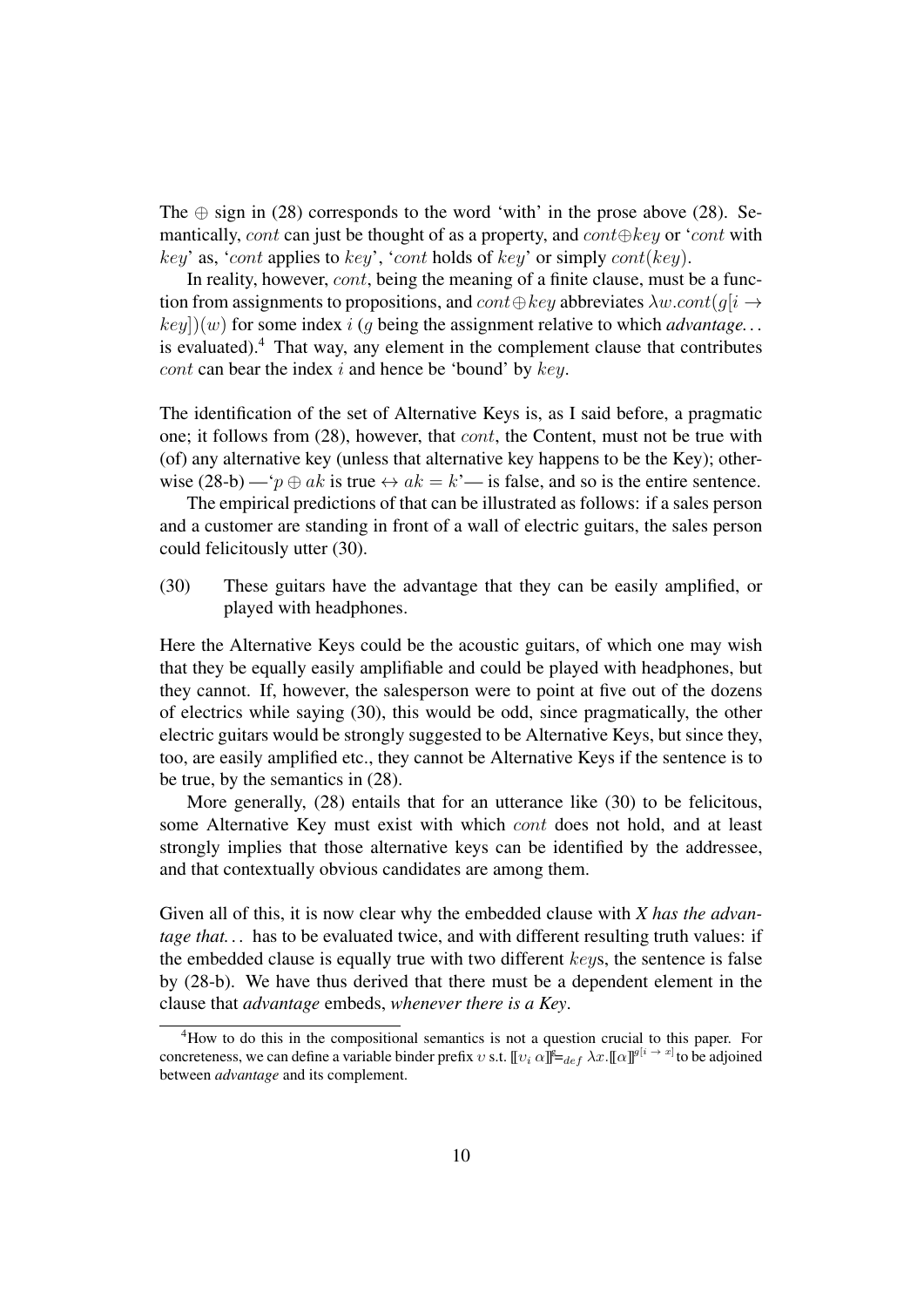The $\oplus$ sign in (28) corresponds to the word 'with' in the prose above (28). Semantically, $cont$ can just be thought of as a property, and $cont \oplus key$ or '$cont$ with $key$' as, '$cont$ applies to $key$', '$cont$ holds of $key$' or simply $cont(key)$.

In reality, however, $cont$, being the meaning of a finite clause, must be a function from assignments to propositions, and $cont \oplus key$ abbreviates $\lambda w.cont(g[i \rightarrow key])(w)$ for some index $i$ ($g$ being the assignment relative to which *advantage...* is evaluated).[4] That way, any element in the complement clause that contributes $cont$ can bear the index $i$ and hence be 'bound' by $key$.

The identification of the set of Alternative Keys is, as I said before, a pragmatic one; it follows from (28), however, that $cont$, the Content, must not be true with (of) any alternative key (unless that alternative key happens to be the Key); otherwise (28-b) —'$p \oplus ak$ is true $\leftrightarrow ak = k$'— is false, and so is the entire sentence.

The empirical predictions of that can be illustrated as follows: if a sales person and a customer are standing in front of a wall of electric guitars, the sales person could felicitously utter (30).

(30) These guitars have the advantage that they can be easily amplified, or played with headphones.

Here the Alternative Keys could be the acoustic guitars, of which one may wish that they be equally easily amplifiable and could be played with headphones, but they cannot. If, however, the salesperson were to point at five out of the dozens of electrics while saying (30), this would be odd, since pragmatically, the other electric guitars would be strongly suggested to be Alternative Keys, but since they, too, are easily amplified etc., they cannot be Alternative Keys if the sentence is to be true, by the semantics in (28).

More generally, (28) entails that for an utterance like (30) to be felicitous, some Alternative Key must exist with which $cont$ does not hold, and at least strongly implies that those alternative keys can be identified by the addressee, and that contextually obvious candidates are among them.

Given all of this, it is now clear why the embedded clause with *X has the advantage that...* has to be evaluated twice, and with different resulting truth values: if the embedded clause is equally true with two different $key$s, the sentence is false by (28-b). We have thus derived that there must be a dependent element in the clause that *advantage* embeds, *whenever there is a Key*.

[4] How to do this in the compositional semantics is not a question crucial to this paper. For concreteness, we can define a variable binder prefix $\upsilon$ s.t. $[\![\upsilon_i\ \alpha]\!]^g =_{def} \lambda x.[\![\alpha]\!]^{g[i \rightarrow x]}$ to be adjoined between *advantage* and its complement.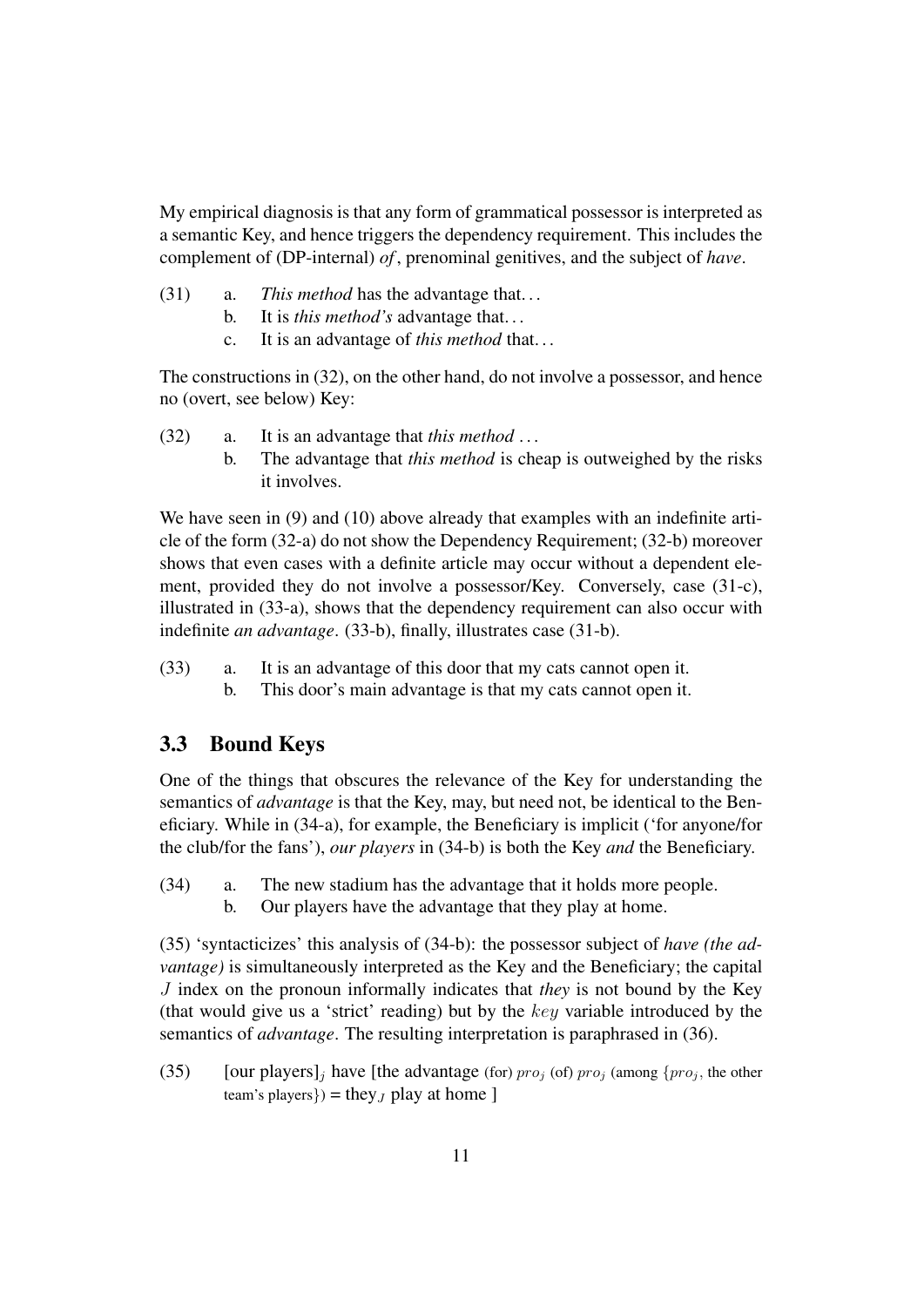My empirical diagnosis is that any form of grammatical possessor is interpreted as a semantic Key, and hence triggers the dependency requirement. This includes the complement of (DP-internal) *of*, prenominal genitives, and the subject of *have*.

(31) a. *This method* has the advantage that...
  b. It is *this method's* advantage that...
  c. It is an advantage of *this method* that...

The constructions in (32), on the other hand, do not involve a possessor, and hence no (overt, see below) Key:

(32) a. It is an advantage that *this method* ...
  b. The advantage that *this method* is cheap is outweighed by the risks it involves.

We have seen in (9) and (10) above already that examples with an indefinite article of the form (32-a) do not show the Dependency Requirement; (32-b) moreover shows that even cases with a definite article may occur without a dependent element, provided they do not involve a possessor/Key. Conversely, case (31-c), illustrated in (33-a), shows that the dependency requirement can also occur with indefinite *an advantage*. (33-b), finally, illustrates case (31-b).

(33) a. It is an advantage of this door that my cats cannot open it.
  b. This door's main advantage is that my cats cannot open it.

## 3.3 Bound Keys

One of the things that obscures the relevance of the Key for understanding the semantics of *advantage* is that the Key, may, but need not, be identical to the Beneficiary. While in (34-a), for example, the Beneficiary is implicit ('for anyone/for the club/for the fans'), *our players* in (34-b) is both the Key *and* the Beneficiary.

(34) a. The new stadium has the advantage that it holds more people.
  b. Our players have the advantage that they play at home.

(35) 'syntacticizes' this analysis of (34-b): the possessor subject of *have (the advantage)* is simultaneously interpreted as the Key and the Beneficiary; the capital $J$ index on the pronoun informally indicates that *they* is not bound by the Key (that would give us a 'strict' reading) but by the $key$ variable introduced by the semantics of *advantage*. The resulting interpretation is paraphrased in (36).

(35) [our players]$_j$ have [the advantage (for) $pro_j$ (of) $pro_j$ (among $\{pro_j$, the other team's players$\}$) = they$_J$ play at home ]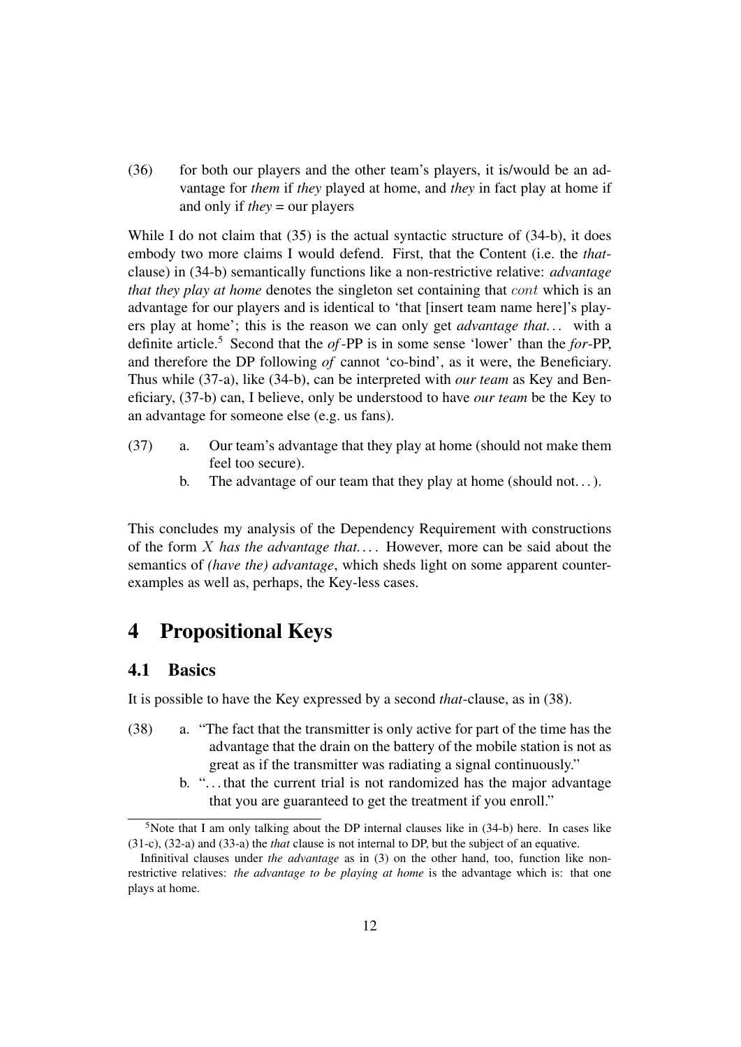(36) for both our players and the other team's players, it is/would be an advantage for *them* if *they* played at home, and *they* in fact play at home if and only if *they* = our players

While I do not claim that (35) is the actual syntactic structure of (34-b), it does embody two more claims I would defend. First, that the Content (i.e. the *that*-clause) in (34-b) semantically functions like a non-restrictive relative: *advantage that they play at home* denotes the singleton set containing that $cont$ which is an advantage for our players and is identical to 'that [insert team name here]'s players play at home'; this is the reason we can only get *advantage that…* with a definite article.[5] Second that the *of*-PP is in some sense 'lower' than the *for*-PP, and therefore the DP following *of* cannot 'co-bind', as it were, the Beneficiary. Thus while (37-a), like (34-b), can be interpreted with *our team* as Key and Beneficiary, (37-b) can, I believe, only be understood to have *our team* be the Key to an advantage for someone else (e.g. us fans).

(37) a. Our team's advantage that they play at home (should not make them feel too secure).
  b. The advantage of our team that they play at home (should not…).

This concludes my analysis of the Dependency Requirement with constructions of the form $X$ *has the advantage that…*. However, more can be said about the semantics of *(have the) advantage*, which sheds light on some apparent counterexamples as well as, perhaps, the Key-less cases.

# 4 Propositional Keys

## 4.1 Basics

It is possible to have the Key expressed by a second *that*-clause, as in (38).

(38) a. "The fact that the transmitter is only active for part of the time has the advantage that the drain on the battery of the mobile station is not as great as if the transmitter was radiating a signal continuously."
  b. "…that the current trial is not randomized has the major advantage that you are guaranteed to get the treatment if you enroll."

---

[5] Note that I am only talking about the DP internal clauses like in (34-b) here. In cases like (31-c), (32-a) and (33-a) the *that* clause is not internal to DP, but the subject of an equative.

Infinitival clauses under *the advantage* as in (3) on the other hand, too, function like non-restrictive relatives: *the advantage to be playing at home* is the advantage which is: that one plays at home.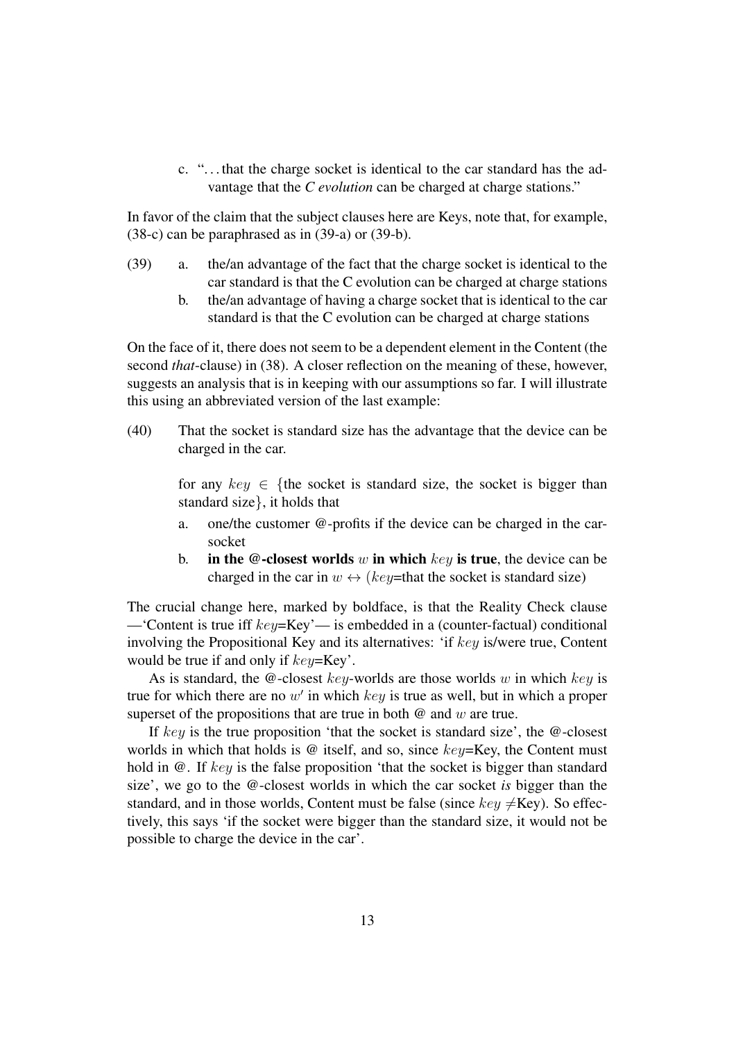c. "...that the charge socket is identical to the car standard has the advantage that the *C evolution* can be charged at charge stations."

In favor of the claim that the subject clauses here are Keys, note that, for example, (38-c) can be paraphrased as in (39-a) or (39-b).

(39) a. the/an advantage of the fact that the charge socket is identical to the car standard is that the C evolution can be charged at charge stations

b. the/an advantage of having a charge socket that is identical to the car standard is that the C evolution can be charged at charge stations

On the face of it, there does not seem to be a dependent element in the Content (the second *that*-clause) in (38). A closer reflection on the meaning of these, however, suggests an analysis that is in keeping with our assumptions so far. I will illustrate this using an abbreviated version of the last example:

(40) That the socket is standard size has the advantage that the device can be charged in the car.

for any $key \in$ {the socket is standard size, the socket is bigger than standard size}, it holds that

a. one/the customer @-profits if the device can be charged in the car-socket

b. **in the @-closest worlds** $w$ **in which** $key$ **is true**, the device can be charged in the car in $w \leftrightarrow$ ($key$=that the socket is standard size)

The crucial change here, marked by boldface, is that the Reality Check clause —'Content is true iff $key$=Key'— is embedded in a (counter-factual) conditional involving the Propositional Key and its alternatives: 'if $key$ is/were true, Content would be true if and only if $key$=Key'.

As is standard, the @-closest $key$-worlds are those worlds $w$ in which $key$ is true for which there are no $w'$ in which $key$ is true as well, but in which a proper superset of the propositions that are true in both @ and $w$ are true.

If $key$ is the true proposition 'that the socket is standard size', the @-closest worlds in which that holds is @ itself, and so, since $key$=Key, the Content must hold in @. If $key$ is the false proposition 'that the socket is bigger than standard size', we go to the @-closest worlds in which the car socket *is* bigger than the standard, and in those worlds, Content must be false (since $key \neq$Key). So effectively, this says 'if the socket were bigger than the standard size, it would not be possible to charge the device in the car'.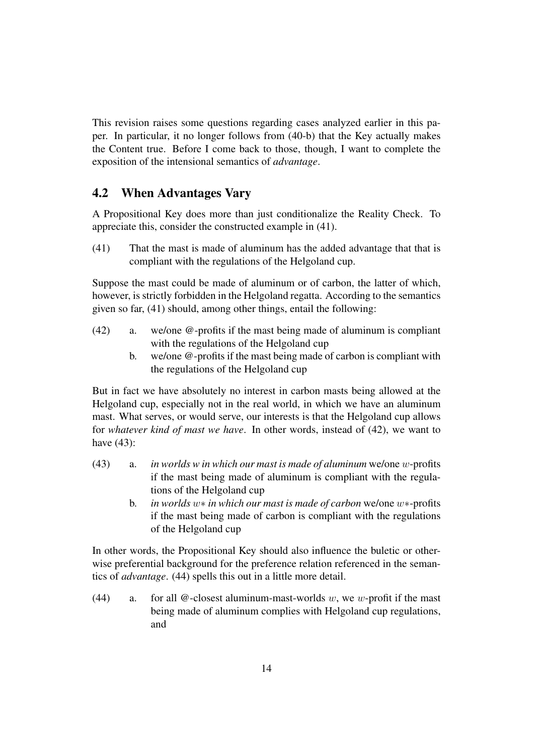This revision raises some questions regarding cases analyzed earlier in this paper. In particular, it no longer follows from (40-b) that the Key actually makes the Content true. Before I come back to those, though, I want to complete the exposition of the intensional semantics of *advantage*.

## 4.2 When Advantages Vary

A Propositional Key does more than just conditionalize the Reality Check. To appreciate this, consider the constructed example in (41).

(41) That the mast is made of aluminum has the added advantage that that is compliant with the regulations of the Helgoland cup.

Suppose the mast could be made of aluminum or of carbon, the latter of which, however, is strictly forbidden in the Helgoland regatta. According to the semantics given so far, (41) should, among other things, entail the following:

(42) a. we/one @-profits if the mast being made of aluminum is compliant with the regulations of the Helgoland cup
b. we/one @-profits if the mast being made of carbon is compliant with the regulations of the Helgoland cup

But in fact we have absolutely no interest in carbon masts being allowed at the Helgoland cup, especially not in the real world, in which we have an aluminum mast. What serves, or would serve, our interests is that the Helgoland cup allows for *whatever kind of mast we have*. In other words, instead of (42), we want to have (43):

(43) a. *in worlds w in which our mast is made of aluminum* we/one $w$-profits if the mast being made of aluminum is compliant with the regulations of the Helgoland cup
b. *in worlds* $w*$ *in which our mast is made of carbon* we/one $w*$-profits if the mast being made of carbon is compliant with the regulations of the Helgoland cup

In other words, the Propositional Key should also influence the buletic or otherwise preferential background for the preference relation referenced in the semantics of *advantage*. (44) spells this out in a little more detail.

(44) a. for all @-closest aluminum-mast-worlds $w$, we $w$-profit if the mast being made of aluminum complies with Helgoland cup regulations, and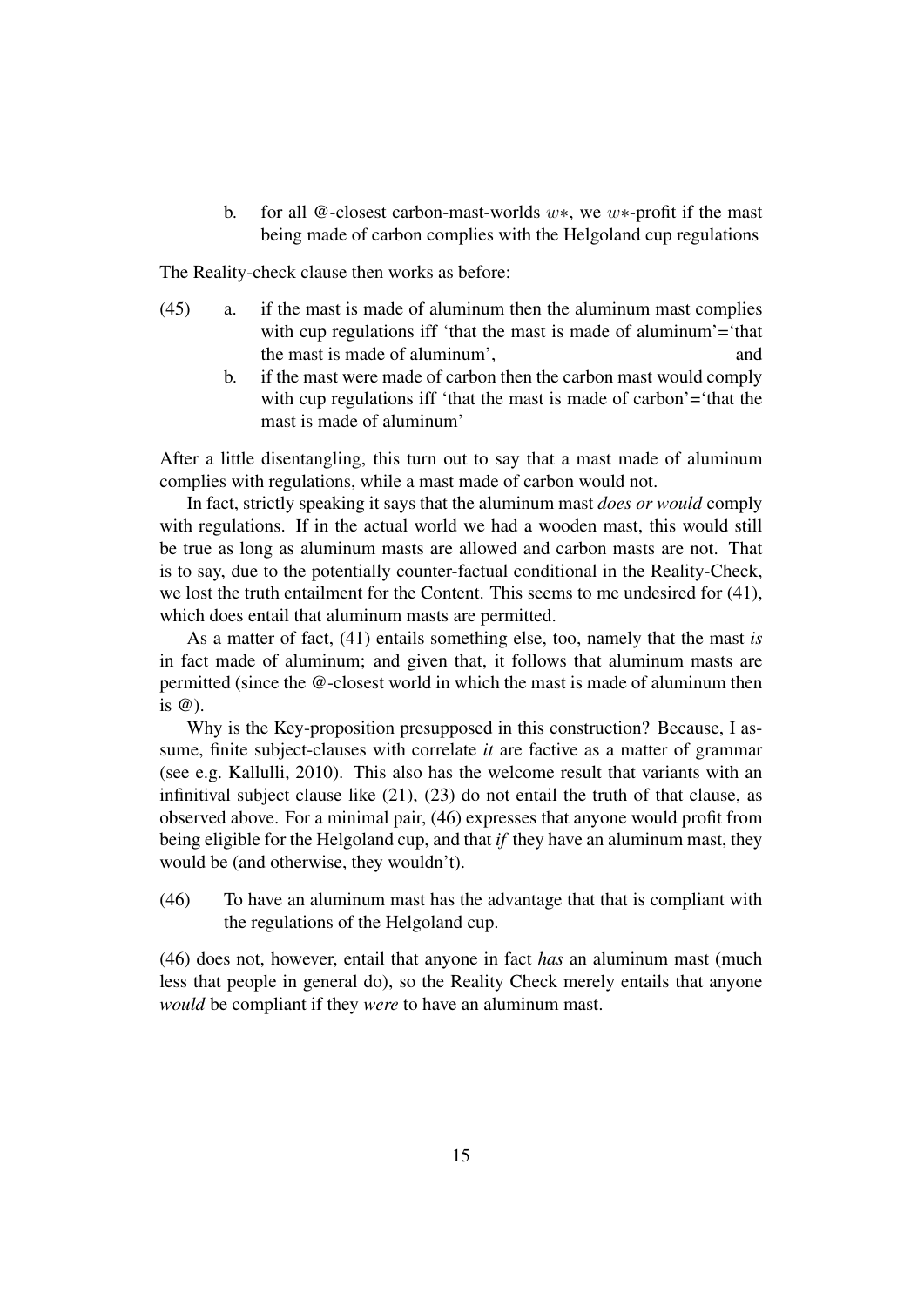b. for all @-closest carbon-mast-worlds $w*$, we $w*$-profit if the mast being made of carbon complies with the Helgoland cup regulations

The Reality-check clause then works as before:

(45) a. if the mast is made of aluminum then the aluminum mast complies with cup regulations iff 'that the mast is made of aluminum'='that the mast is made of aluminum', and

b. if the mast were made of carbon then the carbon mast would comply with cup regulations iff 'that the mast is made of carbon'='that the mast is made of aluminum'

After a little disentangling, this turn out to say that a mast made of aluminum complies with regulations, while a mast made of carbon would not.

In fact, strictly speaking it says that the aluminum mast *does or would* comply with regulations. If in the actual world we had a wooden mast, this would still be true as long as aluminum masts are allowed and carbon masts are not. That is to say, due to the potentially counter-factual conditional in the Reality-Check, we lost the truth entailment for the Content. This seems to me undesired for (41), which does entail that aluminum masts are permitted.

As a matter of fact, (41) entails something else, too, namely that the mast *is* in fact made of aluminum; and given that, it follows that aluminum masts are permitted (since the @-closest world in which the mast is made of aluminum then is @).

Why is the Key-proposition presupposed in this construction? Because, I assume, finite subject-clauses with correlate *it* are factive as a matter of grammar (see e.g. Kallulli, 2010). This also has the welcome result that variants with an infinitival subject clause like (21), (23) do not entail the truth of that clause, as observed above. For a minimal pair, (46) expresses that anyone would profit from being eligible for the Helgoland cup, and that *if* they have an aluminum mast, they would be (and otherwise, they wouldn't).

(46) To have an aluminum mast has the advantage that that is compliant with the regulations of the Helgoland cup.

(46) does not, however, entail that anyone in fact *has* an aluminum mast (much less that people in general do), so the Reality Check merely entails that anyone *would* be compliant if they *were* to have an aluminum mast.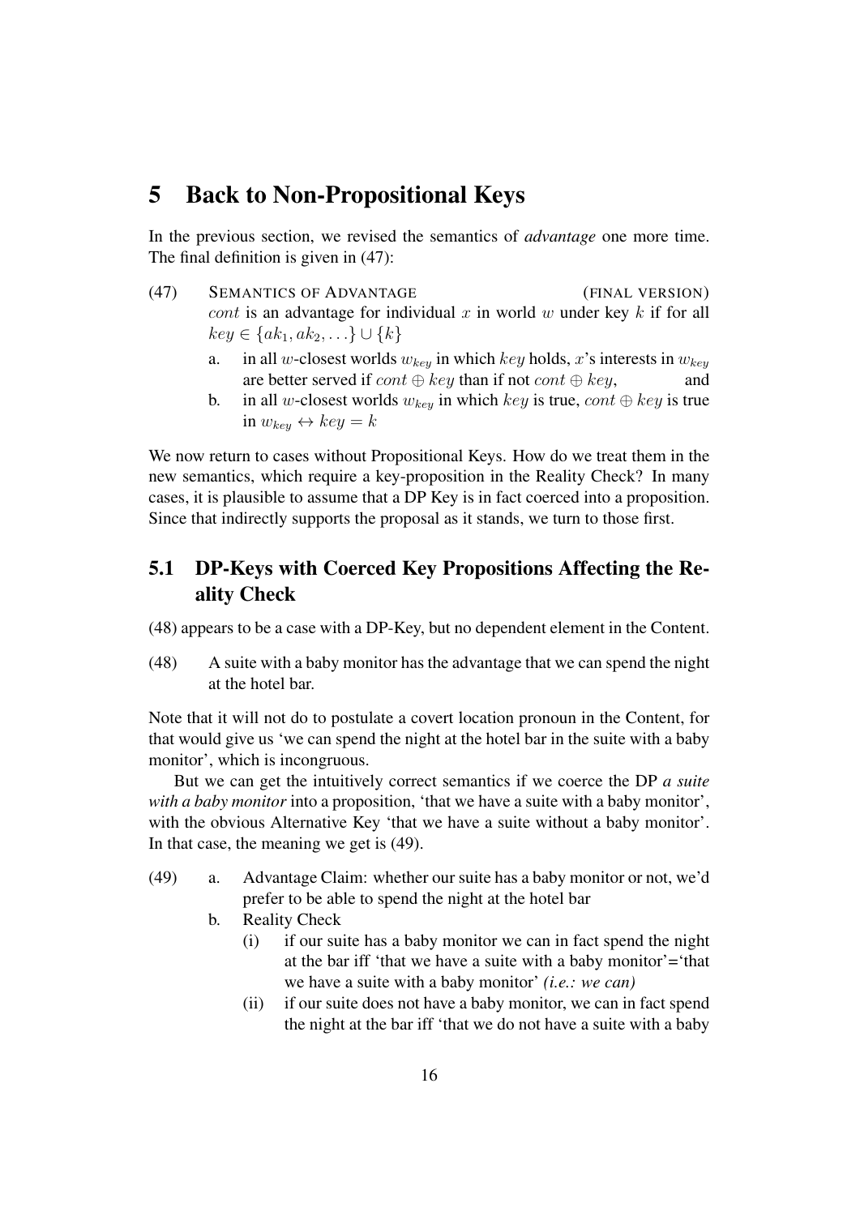# 5 Back to Non-Propositional Keys

In the previous section, we revised the semantics of *advantage* one more time. The final definition is given in (47):

(47) SEMANTICS OF ADVANTAGE (FINAL VERSION)
$cont$ is an advantage for individual $x$ in world $w$ under key $k$ if for all $key \in \{ak_1, ak_2, \ldots\} \cup \{k\}$

a. in all $w$-closest worlds $w_{key}$ in which $key$ holds, $x$'s interests in $w_{key}$ are better served if $cont \oplus key$ than if not $cont \oplus key$, and

b. in all $w$-closest worlds $w_{key}$ in which $key$ is true, $cont \oplus key$ is true in $w_{key} \leftrightarrow key = k$

We now return to cases without Propositional Keys. How do we treat them in the new semantics, which require a key-proposition in the Reality Check? In many cases, it is plausible to assume that a DP Key is in fact coerced into a proposition. Since that indirectly supports the proposal as it stands, we turn to those first.

## 5.1 DP-Keys with Coerced Key Propositions Affecting the Reality Check

(48) appears to be a case with a DP-Key, but no dependent element in the Content.

(48) A suite with a baby monitor has the advantage that we can spend the night at the hotel bar.

Note that it will not do to postulate a covert location pronoun in the Content, for that would give us 'we can spend the night at the hotel bar in the suite with a baby monitor', which is incongruous.

But we can get the intuitively correct semantics if we coerce the DP *a suite with a baby monitor* into a proposition, 'that we have a suite with a baby monitor', with the obvious Alternative Key 'that we have a suite without a baby monitor'. In that case, the meaning we get is (49).

(49) a. Advantage Claim: whether our suite has a baby monitor or not, we'd prefer to be able to spend the night at the hotel bar

b. Reality Check

(i) if our suite has a baby monitor we can in fact spend the night at the bar iff 'that we have a suite with a baby monitor'='that we have a suite with a baby monitor' *(i.e.: we can)*

(ii) if our suite does not have a baby monitor, we can in fact spend the night at the bar iff 'that we do not have a suite with a baby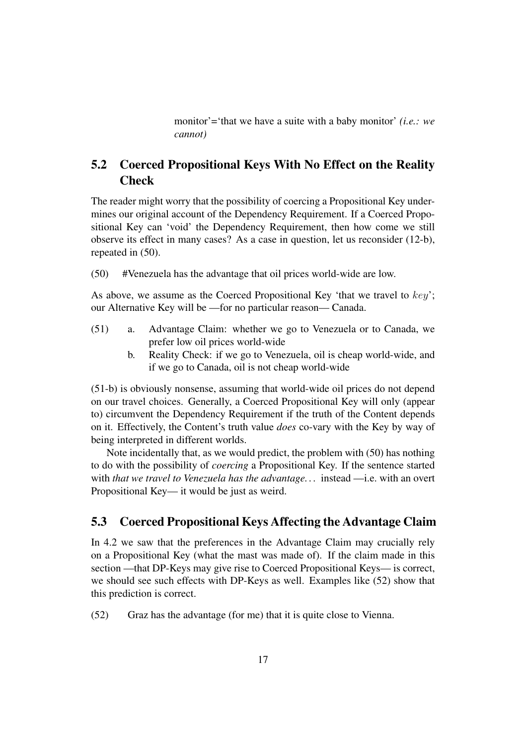monitor'='that we have a suite with a baby monitor' *(i.e.: we cannot)*

## 5.2 Coerced Propositional Keys With No Effect on the Reality Check

The reader might worry that the possibility of coercing a Propositional Key undermines our original account of the Dependency Requirement. If a Coerced Propositional Key can 'void' the Dependency Requirement, then how come we still observe its effect in many cases? As a case in question, let us reconsider (12-b), repeated in (50).

(50) #Venezuela has the advantage that oil prices world-wide are low.

As above, we assume as the Coerced Propositional Key 'that we travel to $key$'; our Alternative Key will be —for no particular reason— Canada.

(51) a. Advantage Claim: whether we go to Venezuela or to Canada, we prefer low oil prices world-wide

b. Reality Check: if we go to Venezuela, oil is cheap world-wide, and if we go to Canada, oil is not cheap world-wide

(51-b) is obviously nonsense, assuming that world-wide oil prices do not depend on our travel choices. Generally, a Coerced Propositional Key will only (appear to) circumvent the Dependency Requirement if the truth of the Content depends on it. Effectively, the Content's truth value *does* co-vary with the Key by way of being interpreted in different worlds.

Note incidentally that, as we would predict, the problem with (50) has nothing to do with the possibility of *coercing* a Propositional Key. If the sentence started with *that we travel to Venezuela has the advantage...* instead —i.e. with an overt Propositional Key— it would be just as weird.

## 5.3 Coerced Propositional Keys Affecting the Advantage Claim

In 4.2 we saw that the preferences in the Advantage Claim may crucially rely on a Propositional Key (what the mast was made of). If the claim made in this section —that DP-Keys may give rise to Coerced Propositional Keys— is correct, we should see such effects with DP-Keys as well. Examples like (52) show that this prediction is correct.

(52) Graz has the advantage (for me) that it is quite close to Vienna.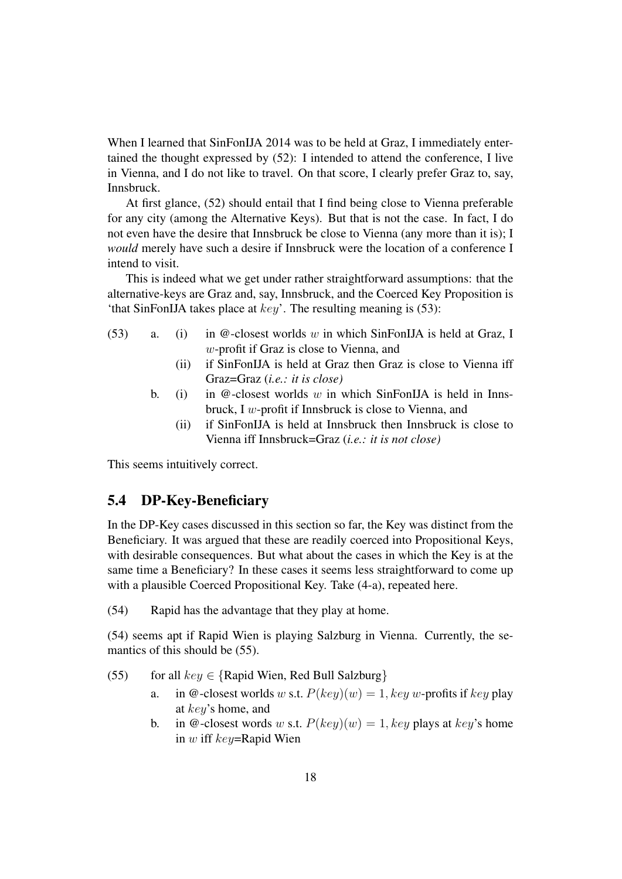When I learned that SinFonIJA 2014 was to be held at Graz, I immediately entertained the thought expressed by (52): I intended to attend the conference, I live in Vienna, and I do not like to travel. On that score, I clearly prefer Graz to, say, Innsbruck.

At first glance, (52) should entail that I find being close to Vienna preferable for any city (among the Alternative Keys). But that is not the case. In fact, I do not even have the desire that Innsbruck be close to Vienna (any more than it is); I *would* merely have such a desire if Innsbruck were the location of a conference I intend to visit.

This is indeed what we get under rather straightforward assumptions: that the alternative-keys are Graz and, say, Innsbruck, and the Coerced Key Proposition is 'that SinFonIJA takes place at $key$'. The resulting meaning is (53):

(53) a. (i) in @-closest worlds $w$ in which SinFonIJA is held at Graz, I $w$-profit if Graz is close to Vienna, and

(ii) if SinFonIJA is held at Graz then Graz is close to Vienna iff Graz=Graz (*i.e.: it is close)*

b. (i) in @-closest worlds $w$ in which SinFonIJA is held in Innsbruck, I $w$-profit if Innsbruck is close to Vienna, and

(ii) if SinFonIJA is held at Innsbruck then Innsbruck is close to Vienna iff Innsbruck=Graz (*i.e.: it is not close)*

This seems intuitively correct.

## 5.4 DP-Key-Beneficiary

In the DP-Key cases discussed in this section so far, the Key was distinct from the Beneficiary. It was argued that these are readily coerced into Propositional Keys, with desirable consequences. But what about the cases in which the Key is at the same time a Beneficiary? In these cases it seems less straightforward to come up with a plausible Coerced Propositional Key. Take (4-a), repeated here.

(54) Rapid has the advantage that they play at home.

(54) seems apt if Rapid Wien is playing Salzburg in Vienna. Currently, the semantics of this should be (55).

(55) for all $key \in$ {Rapid Wien, Red Bull Salzburg}

a. in @-closest worlds $w$ s.t. $P(key)(w) = 1$, $key$ $w$-profits if $key$ play at $key$'s home, and

b. in @-closest words $w$ s.t. $P(key)(w) = 1$, $key$ plays at $key$'s home in $w$ iff $key$=Rapid Wien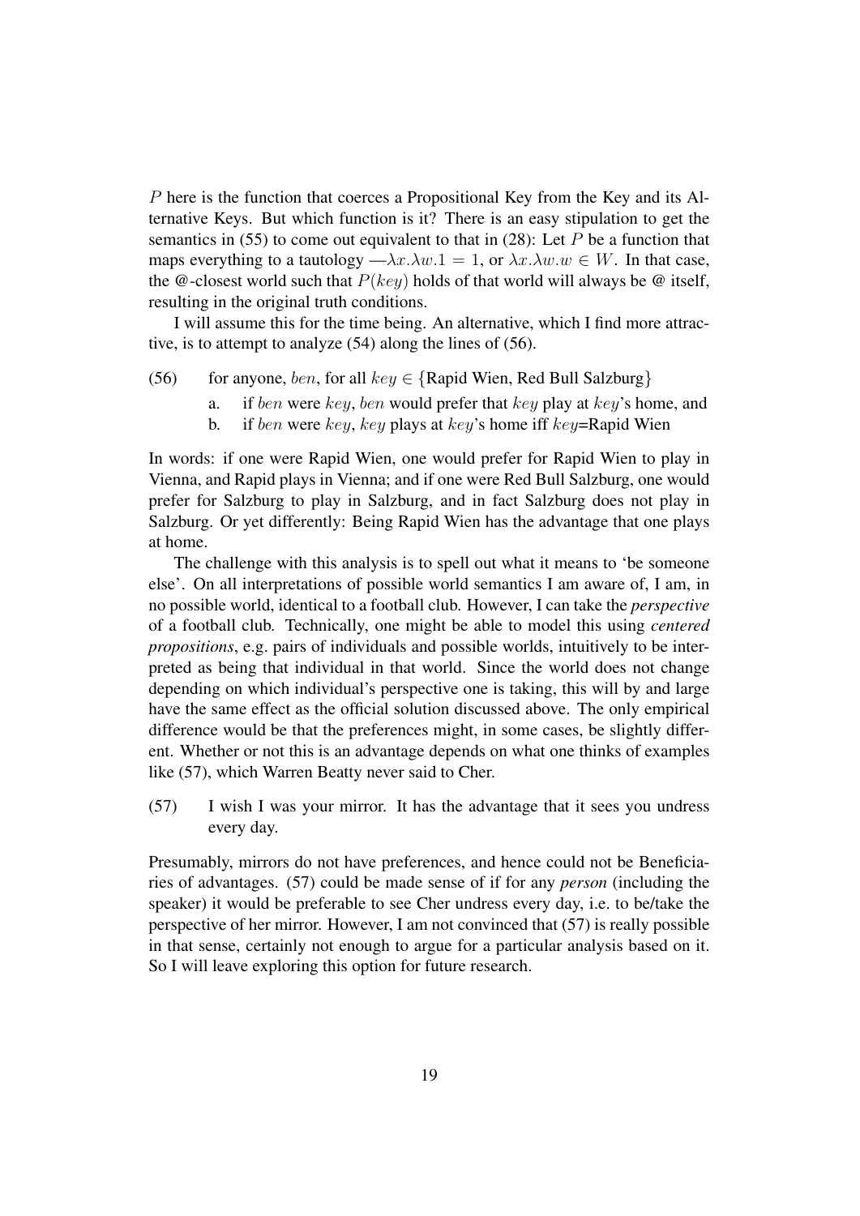$P$ here is the function that coerces a Propositional Key from the Key and its Alternative Keys. But which function is it? There is an easy stipulation to get the semantics in (55) to come out equivalent to that in (28): Let $P$ be a function that maps everything to a tautology —$\lambda x.\lambda w.1 = 1$, or $\lambda x.\lambda w.w \in W$. In that case, the @-closest world such that $P(key)$ holds of that world will always be @ itself, resulting in the original truth conditions.

I will assume this for the time being. An alternative, which I find more attractive, is to attempt to analyze (54) along the lines of (56).

(56) for anyone, $ben$, for all $key \in$ {Rapid Wien, Red Bull Salzburg}

a. if $ben$ were $key$, $ben$ would prefer that $key$ play at $key$'s home, and
b. if $ben$ were $key$, $key$ plays at $key$'s home iff $key$=Rapid Wien

In words: if one were Rapid Wien, one would prefer for Rapid Wien to play in Vienna, and Rapid plays in Vienna; and if one were Red Bull Salzburg, one would prefer for Salzburg to play in Salzburg, and in fact Salzburg does not play in Salzburg. Or yet differently: Being Rapid Wien has the advantage that one plays at home.

The challenge with this analysis is to spell out what it means to 'be someone else'. On all interpretations of possible world semantics I am aware of, I am, in no possible world, identical to a football club. However, I can take the *perspective* of a football club. Technically, one might be able to model this using *centered propositions*, e.g. pairs of individuals and possible worlds, intuitively to be interpreted as being that individual in that world. Since the world does not change depending on which individual's perspective one is taking, this will by and large have the same effect as the official solution discussed above. The only empirical difference would be that the preferences might, in some cases, be slightly different. Whether or not this is an advantage depends on what one thinks of examples like (57), which Warren Beatty never said to Cher.

(57) I wish I was your mirror. It has the advantage that it sees you undress every day.

Presumably, mirrors do not have preferences, and hence could not be Beneficiaries of advantages. (57) could be made sense of if for any *person* (including the speaker) it would be preferable to see Cher undress every day, i.e. to be/take the perspective of her mirror. However, I am not convinced that (57) is really possible in that sense, certainly not enough to argue for a particular analysis based on it. So I will leave exploring this option for future research.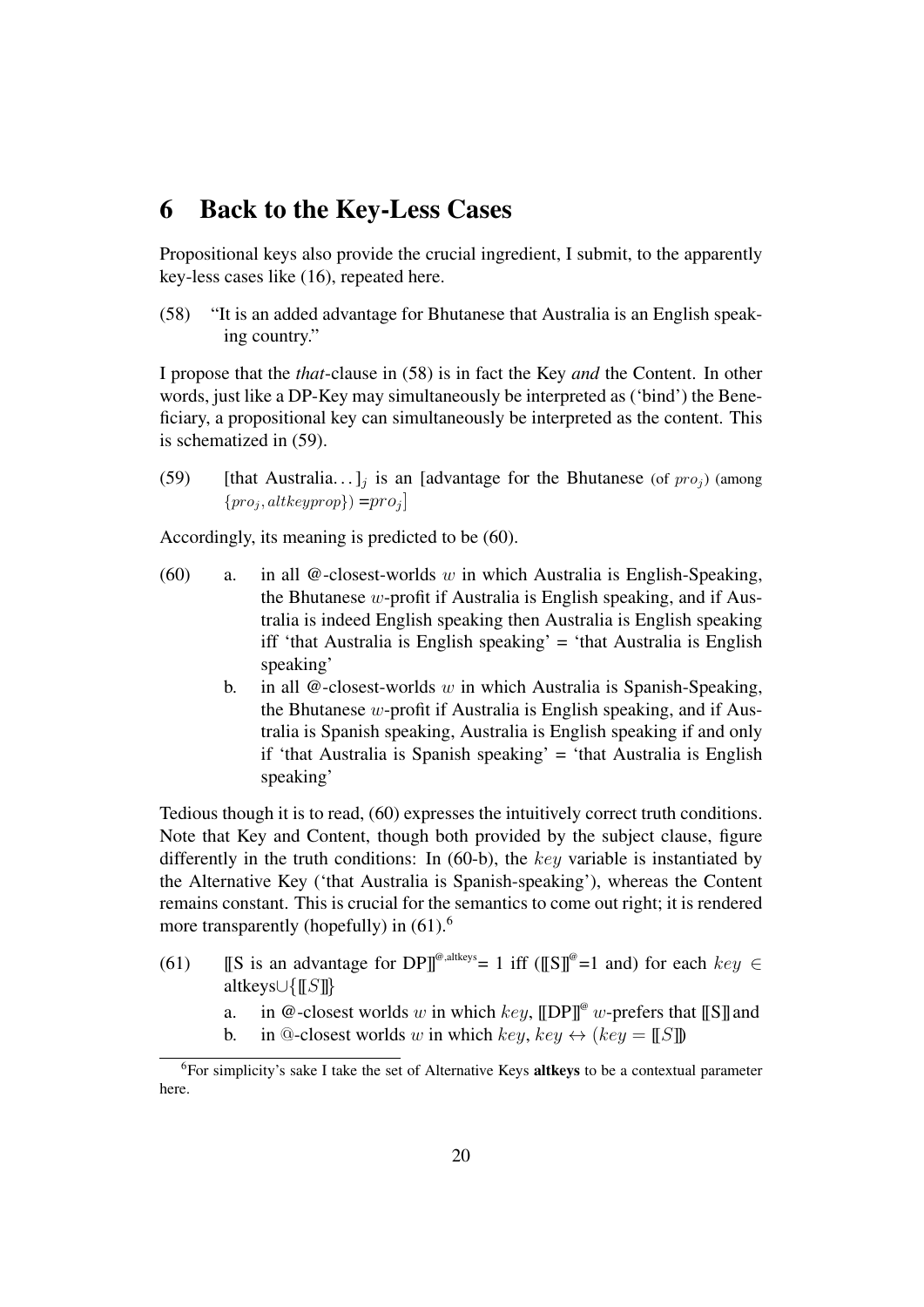## 6 Back to the Key-Less Cases

Propositional keys also provide the crucial ingredient, I submit, to the apparently key-less cases like (16), repeated here.

(58) "It is an added advantage for Bhutanese that Australia is an English speaking country."

I propose that the *that*-clause in (58) is in fact the Key *and* the Content. In other words, just like a DP-Key may simultaneously be interpreted as ('bind') the Beneficiary, a propositional key can simultaneously be interpreted as the content. This is schematized in (59).

(59) [that Australia...]$_j$ is an [advantage for the Bhutanese (of $pro_j$) (among $\{pro_j, altkeyprop\}$) $=pro_j$]

Accordingly, its meaning is predicted to be (60).

(60) a. in all @-closest-worlds $w$ in which Australia is English-Speaking, the Bhutanese $w$-profit if Australia is English speaking, and if Australia is indeed English speaking then Australia is English speaking iff 'that Australia is English speaking' = 'that Australia is English speaking'

b. in all @-closest-worlds $w$ in which Australia is Spanish-Speaking, the Bhutanese $w$-profit if Australia is English speaking, and if Australia is Spanish speaking, Australia is English speaking if and only if 'that Australia is Spanish speaking' = 'that Australia is English speaking'

Tedious though it is to read, (60) expresses the intuitively correct truth conditions. Note that Key and Content, though both provided by the subject clause, figure differently in the truth conditions: In (60-b), the $key$ variable is instantiated by the Alternative Key ('that Australia is Spanish-speaking'), whereas the Content remains constant. This is crucial for the semantics to come out right; it is rendered more transparently (hopefully) in (61).[6]

(61) $[\![$S is an advantage for DP$]\!]^{@,\text{altkeys}}$= 1 iff ($[\![$S$]\!]^{@}$=1 and) for each $key \in$ altkeys$\cup\{[\![S]\!]\}$

a. in @-closest worlds $w$ in which $key$, $[\![$DP$]\!]^{@}$ $w$-prefers that $[\![$S$]\!]$ and

b. in @-closest worlds $w$ in which $key$, $key \leftrightarrow (key = [\![S]\!])$

[6] For simplicity's sake I take the set of Alternative Keys **altkeys** to be a contextual parameter here.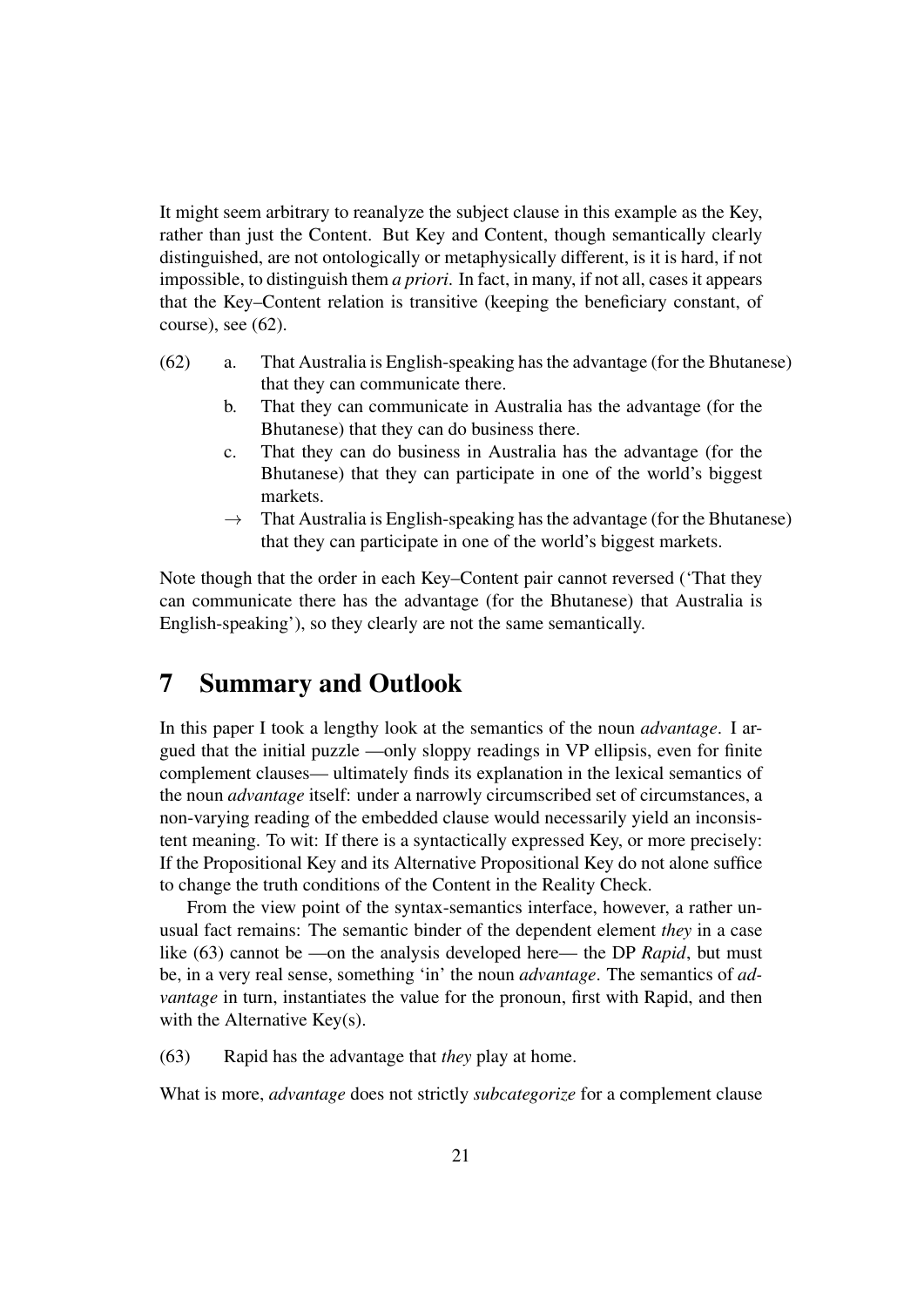It might seem arbitrary to reanalyze the subject clause in this example as the Key, rather than just the Content. But Key and Content, though semantically clearly distinguished, are not ontologically or metaphysically different, is it is hard, if not impossible, to distinguish them *a priori*. In fact, in many, if not all, cases it appears that the Key–Content relation is transitive (keeping the beneficiary constant, of course), see (62).

(62) a. That Australia is English-speaking has the advantage (for the Bhutanese) that they can communicate there.

b. That they can communicate in Australia has the advantage (for the Bhutanese) that they can do business there.

c. That they can do business in Australia has the advantage (for the Bhutanese) that they can participate in one of the world's biggest markets.

→ That Australia is English-speaking has the advantage (for the Bhutanese) that they can participate in one of the world's biggest markets.

Note though that the order in each Key–Content pair cannot reversed ('That they can communicate there has the advantage (for the Bhutanese) that Australia is English-speaking'), so they clearly are not the same semantically.

# 7 Summary and Outlook

In this paper I took a lengthy look at the semantics of the noun *advantage*. I argued that the initial puzzle —only sloppy readings in VP ellipsis, even for finite complement clauses— ultimately finds its explanation in the lexical semantics of the noun *advantage* itself: under a narrowly circumscribed set of circumstances, a non-varying reading of the embedded clause would necessarily yield an inconsistent meaning. To wit: If there is a syntactically expressed Key, or more precisely: If the Propositional Key and its Alternative Propositional Key do not alone suffice to change the truth conditions of the Content in the Reality Check.

From the view point of the syntax-semantics interface, however, a rather unusual fact remains: The semantic binder of the dependent element *they* in a case like (63) cannot be —on the analysis developed here— the DP *Rapid*, but must be, in a very real sense, something 'in' the noun *advantage*. The semantics of *advantage* in turn, instantiates the value for the pronoun, first with Rapid, and then with the Alternative Key(s).

(63) Rapid has the advantage that *they* play at home.

What is more, *advantage* does not strictly *subcategorize* for a complement clause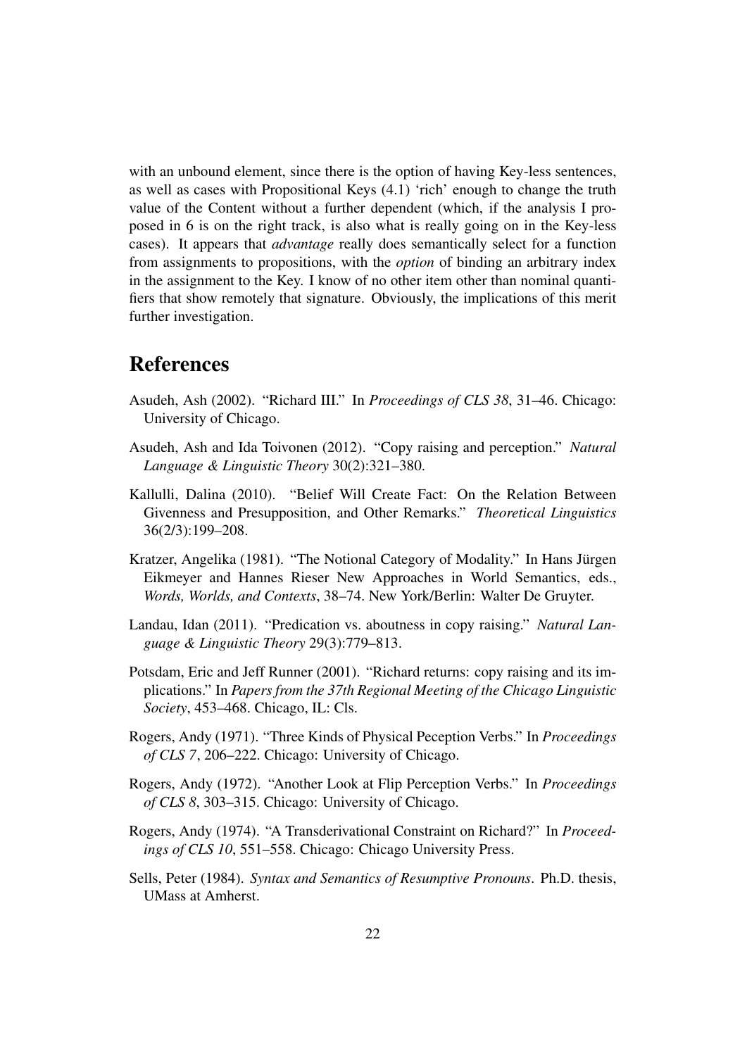with an unbound element, since there is the option of having Key-less sentences, as well as cases with Propositional Keys (4.1) 'rich' enough to change the truth value of the Content without a further dependent (which, if the analysis I proposed in 6 is on the right track, is also what is really going on in the Key-less cases). It appears that *advantage* really does semantically select for a function from assignments to propositions, with the *option* of binding an arbitrary index in the assignment to the Key. I know of no other item other than nominal quantifiers that show remotely that signature. Obviously, the implications of this merit further investigation.

# References

Asudeh, Ash (2002). "Richard III." In *Proceedings of CLS 38*, 31–46. Chicago: University of Chicago.

Asudeh, Ash and Ida Toivonen (2012). "Copy raising and perception." *Natural Language & Linguistic Theory* 30(2):321–380.

Kallulli, Dalina (2010). "Belief Will Create Fact: On the Relation Between Givenness and Presupposition, and Other Remarks." *Theoretical Linguistics* 36(2/3):199–208.

Kratzer, Angelika (1981). "The Notional Category of Modality." In Hans Jürgen Eikmeyer and Hannes Rieser New Approaches in World Semantics, eds., *Words, Worlds, and Contexts*, 38–74. New York/Berlin: Walter De Gruyter.

Landau, Idan (2011). "Predication vs. aboutness in copy raising." *Natural Language & Linguistic Theory* 29(3):779–813.

Potsdam, Eric and Jeff Runner (2001). "Richard returns: copy raising and its implications." In *Papers from the 37th Regional Meeting of the Chicago Linguistic Society*, 453–468. Chicago, IL: Cls.

Rogers, Andy (1971). "Three Kinds of Physical Peception Verbs." In *Proceedings of CLS 7*, 206–222. Chicago: University of Chicago.

Rogers, Andy (1972). "Another Look at Flip Perception Verbs." In *Proceedings of CLS 8*, 303–315. Chicago: University of Chicago.

Rogers, Andy (1974). "A Transderivational Constraint on Richard?" In *Proceedings of CLS 10*, 551–558. Chicago: Chicago University Press.

Sells, Peter (1984). *Syntax and Semantics of Resumptive Pronouns*. Ph.D. thesis, UMass at Amherst.